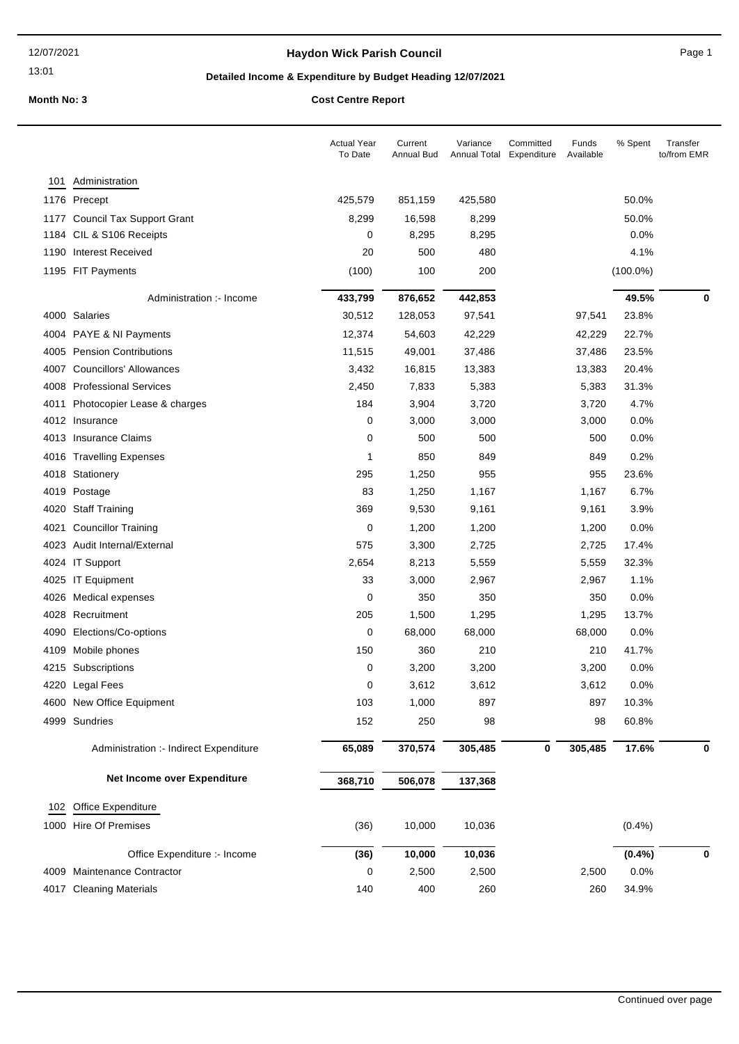# Haydon Wick Parish Council

12/07/2021
13:01

## Detailed Income & Expenditure by Budget Heading 12/07/2021

**Month No: 3** **Cost Centre Report**

| | | Actual Year To Date | Current Annual Bud | Variance Annual Total | Committed Expenditure | Funds Available | % Spent | Transfer to/from EMR |
|---|---|---|---|---|---|---|---|---|
| 101 | Administration | | | | | | | |
| 1176 | Precept | 425,579 | 851,159 | 425,580 | | | 50.0% | |
| 1177 | Council Tax Support Grant | 8,299 | 16,598 | 8,299 | | | 50.0% | |
| 1184 | CIL & S106 Receipts | 0 | 8,295 | 8,295 | | | 0.0% | |
| 1190 | Interest Received | 20 | 500 | 480 | | | 4.1% | |
| 1195 | FIT Payments | (100) | 100 | 200 | | | (100.0%) | |
| | Administration :- Income | **433,799** | **876,652** | **442,853** | | | **49.5%** | **0** |
| 4000 | Salaries | 30,512 | 128,053 | 97,541 | | 97,541 | 23.8% | |
| 4004 | PAYE & NI Payments | 12,374 | 54,603 | 42,229 | | 42,229 | 22.7% | |
| 4005 | Pension Contributions | 11,515 | 49,001 | 37,486 | | 37,486 | 23.5% | |
| 4007 | Councillors' Allowances | 3,432 | 16,815 | 13,383 | | 13,383 | 20.4% | |
| 4008 | Professional Services | 2,450 | 7,833 | 5,383 | | 5,383 | 31.3% | |
| 4011 | Photocopier Lease & charges | 184 | 3,904 | 3,720 | | 3,720 | 4.7% | |
| 4012 | Insurance | 0 | 3,000 | 3,000 | | 3,000 | 0.0% | |
| 4013 | Insurance Claims | 0 | 500 | 500 | | 500 | 0.0% | |
| 4016 | Travelling Expenses | 1 | 850 | 849 | | 849 | 0.2% | |
| 4018 | Stationery | 295 | 1,250 | 955 | | 955 | 23.6% | |
| 4019 | Postage | 83 | 1,250 | 1,167 | | 1,167 | 6.7% | |
| 4020 | Staff Training | 369 | 9,530 | 9,161 | | 9,161 | 3.9% | |
| 4021 | Councillor Training | 0 | 1,200 | 1,200 | | 1,200 | 0.0% | |
| 4023 | Audit Internal/External | 575 | 3,300 | 2,725 | | 2,725 | 17.4% | |
| 4024 | IT Support | 2,654 | 8,213 | 5,559 | | 5,559 | 32.3% | |
| 4025 | IT Equipment | 33 | 3,000 | 2,967 | | 2,967 | 1.1% | |
| 4026 | Medical expenses | 0 | 350 | 350 | | 350 | 0.0% | |
| 4028 | Recruitment | 205 | 1,500 | 1,295 | | 1,295 | 13.7% | |
| 4090 | Elections/Co-options | 0 | 68,000 | 68,000 | | 68,000 | 0.0% | |
| 4109 | Mobile phones | 150 | 360 | 210 | | 210 | 41.7% | |
| 4215 | Subscriptions | 0 | 3,200 | 3,200 | | 3,200 | 0.0% | |
| 4220 | Legal Fees | 0 | 3,612 | 3,612 | | 3,612 | 0.0% | |
| 4600 | New Office Equipment | 103 | 1,000 | 897 | | 897 | 10.3% | |
| 4999 | Sundries | 152 | 250 | 98 | | 98 | 60.8% | |
| | Administration :- Indirect Expenditure | **65,089** | **370,574** | **305,485** | **0** | **305,485** | **17.6%** | **0** |
| | **Net Income over Expenditure** | **368,710** | **506,078** | **137,368** | | | | |
| 102 | Office Expenditure | | | | | | | |
| 1000 | Hire Of Premises | (36) | 10,000 | 10,036 | | | (0.4%) | |
| | Office Expenditure :- Income | **(36)** | **10,000** | **10,036** | | | **(0.4%)** | **0** |
| 4009 | Maintenance Contractor | 0 | 2,500 | 2,500 | | 2,500 | 0.0% | |
| 4017 | Cleaning Materials | 140 | 400 | 260 | | 260 | 34.9% | |

Continued over page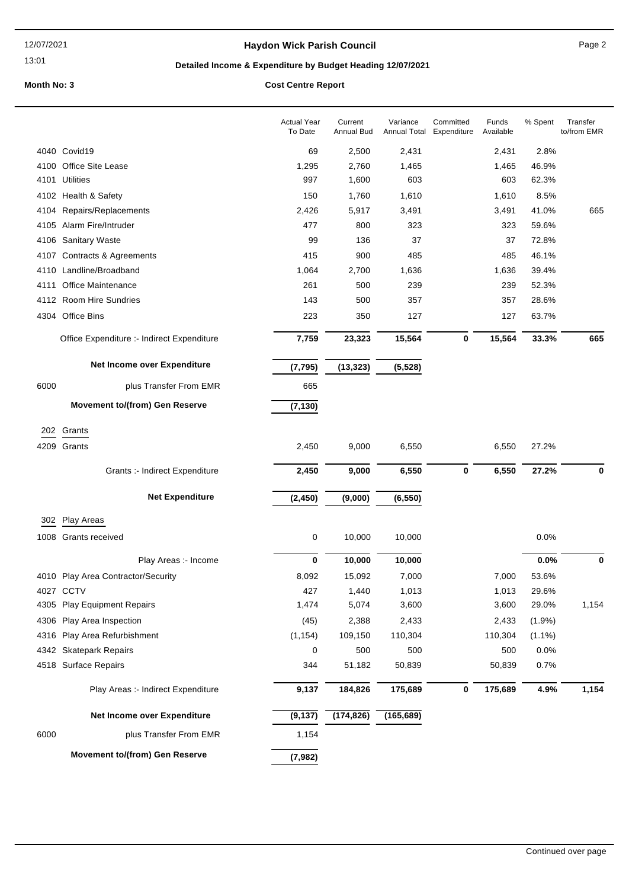**Haydon Wick Parish Council**

**Detailed Income & Expenditure by Budget Heading 12/07/2021**

**Month No: 3** **Cost Centre Report**

| | | Actual Year To Date | Current Annual Bud | Variance Annual Total | Committed Expenditure | Funds Available | % Spent | Transfer to/from EMR |
|---|---|---|---|---|---|---|---|---|
| 4040 | Covid19 | 69 | 2,500 | 2,431 | | 2,431 | 2.8% | |
| 4100 | Office Site Lease | 1,295 | 2,760 | 1,465 | | 1,465 | 46.9% | |
| 4101 | Utilities | 997 | 1,600 | 603 | | 603 | 62.3% | |
| 4102 | Health & Safety | 150 | 1,760 | 1,610 | | 1,610 | 8.5% | |
| 4104 | Repairs/Replacements | 2,426 | 5,917 | 3,491 | | 3,491 | 41.0% | 665 |
| 4105 | Alarm Fire/Intruder | 477 | 800 | 323 | | 323 | 59.6% | |
| 4106 | Sanitary Waste | 99 | 136 | 37 | | 37 | 72.8% | |
| 4107 | Contracts & Agreements | 415 | 900 | 485 | | 485 | 46.1% | |
| 4110 | Landline/Broadband | 1,064 | 2,700 | 1,636 | | 1,636 | 39.4% | |
| 4111 | Office Maintenance | 261 | 500 | 239 | | 239 | 52.3% | |
| 4112 | Room Hire Sundries | 143 | 500 | 357 | | 357 | 28.6% | |
| 4304 | Office Bins | 223 | 350 | 127 | | 127 | 63.7% | |
| | Office Expenditure :- Indirect Expenditure | **7,759** | **23,323** | **15,564** | **0** | **15,564** | **33.3%** | **665** |
| | **Net Income over Expenditure** | **(7,795)** | **(13,323)** | **(5,528)** | | | | |
| 6000 | plus Transfer From EMR | 665 | | | | | | |
| | **Movement to/(from) Gen Reserve** | **(7,130)** | | | | | | |
| 202 | Grants | | | | | | | |
| 4209 | Grants | 2,450 | 9,000 | 6,550 | | 6,550 | 27.2% | |
| | Grants :- Indirect Expenditure | **2,450** | **9,000** | **6,550** | **0** | **6,550** | **27.2%** | **0** |
| | **Net Expenditure** | **(2,450)** | **(9,000)** | **(6,550)** | | | | |
| 302 | Play Areas | | | | | | | |
| 1008 | Grants received | 0 | 10,000 | 10,000 | | | 0.0% | |
| | Play Areas :- Income | **0** | **10,000** | **10,000** | | | **0.0%** | **0** |
| 4010 | Play Area Contractor/Security | 8,092 | 15,092 | 7,000 | | 7,000 | 53.6% | |
| 4027 | CCTV | 427 | 1,440 | 1,013 | | 1,013 | 29.6% | |
| 4305 | Play Equipment Repairs | 1,474 | 5,074 | 3,600 | | 3,600 | 29.0% | 1,154 |
| 4306 | Play Area Inspection | (45) | 2,388 | 2,433 | | 2,433 | (1.9%) | |
| 4316 | Play Area Refurbishment | (1,154) | 109,150 | 110,304 | | 110,304 | (1.1%) | |
| 4342 | Skatepark Repairs | 0 | 500 | 500 | | 500 | 0.0% | |
| 4518 | Surface Repairs | 344 | 51,182 | 50,839 | | 50,839 | 0.7% | |
| | Play Areas :- Indirect Expenditure | **9,137** | **184,826** | **175,689** | **0** | **175,689** | **4.9%** | **1,154** |
| | **Net Income over Expenditure** | **(9,137)** | **(174,826)** | **(165,689)** | | | | |
| 6000 | plus Transfer From EMR | 1,154 | | | | | | |
| | **Movement to/(from) Gen Reserve** | **(7,982)** | | | | | | |

Continued over page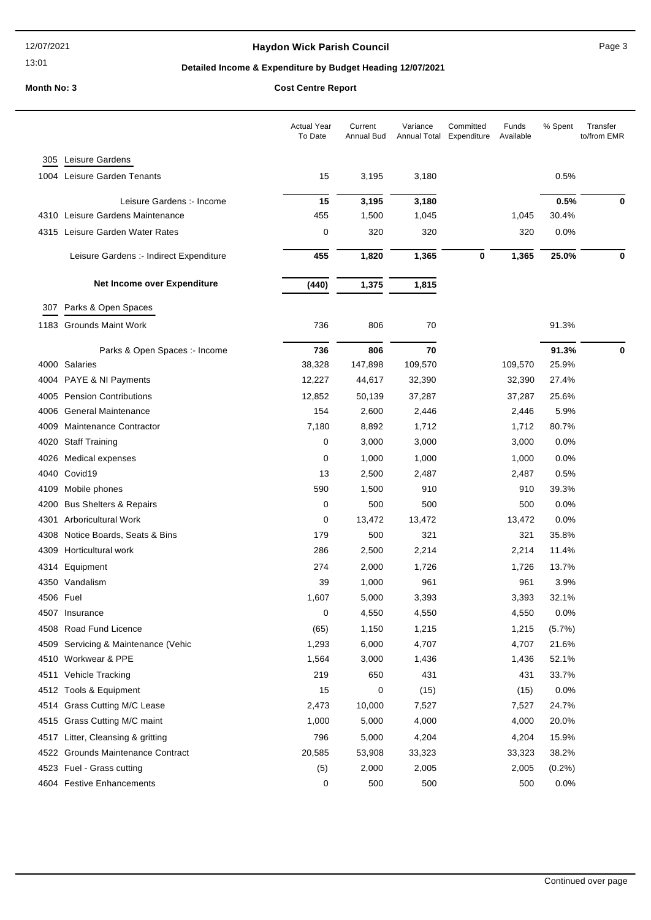# Haydon Wick Parish Council

## Detailed Income & Expenditure by Budget Heading 12/07/2021

**Month No: 3** **Cost Centre Report**

| | | Actual Year To Date | Current Annual Bud | Variance Annual Total | Committed Expenditure | Funds Available | % Spent | Transfer to/from EMR |
|---|---|---|---|---|---|---|---|---|
| 305 | Leisure Gardens | | | | | | | |
| 1004 | Leisure Garden Tenants | 15 | 3,195 | 3,180 | | | 0.5% | |
| | Leisure Gardens :- Income | **15** | **3,195** | **3,180** | | | **0.5%** | **0** |
| 4310 | Leisure Gardens Maintenance | 455 | 1,500 | 1,045 | | 1,045 | 30.4% | |
| 4315 | Leisure Garden Water Rates | 0 | 320 | 320 | | 320 | 0.0% | |
| | Leisure Gardens :- Indirect Expenditure | **455** | **1,820** | **1,365** | **0** | **1,365** | **25.0%** | **0** |
| | **Net Income over Expenditure** | **(440)** | **1,375** | **1,815** | | | | |
| 307 | Parks & Open Spaces | | | | | | | |
| 1183 | Grounds Maint Work | 736 | 806 | 70 | | | 91.3% | |
| | Parks & Open Spaces :- Income | **736** | **806** | **70** | | | **91.3%** | **0** |
| 4000 | Salaries | 38,328 | 147,898 | 109,570 | | 109,570 | 25.9% | |
| 4004 | PAYE & NI Payments | 12,227 | 44,617 | 32,390 | | 32,390 | 27.4% | |
| 4005 | Pension Contributions | 12,852 | 50,139 | 37,287 | | 37,287 | 25.6% | |
| 4006 | General Maintenance | 154 | 2,600 | 2,446 | | 2,446 | 5.9% | |
| 4009 | Maintenance Contractor | 7,180 | 8,892 | 1,712 | | 1,712 | 80.7% | |
| 4020 | Staff Training | 0 | 3,000 | 3,000 | | 3,000 | 0.0% | |
| 4026 | Medical expenses | 0 | 1,000 | 1,000 | | 1,000 | 0.0% | |
| 4040 | Covid19 | 13 | 2,500 | 2,487 | | 2,487 | 0.5% | |
| 4109 | Mobile phones | 590 | 1,500 | 910 | | 910 | 39.3% | |
| 4200 | Bus Shelters & Repairs | 0 | 500 | 500 | | 500 | 0.0% | |
| 4301 | Arboricultural Work | 0 | 13,472 | 13,472 | | 13,472 | 0.0% | |
| 4308 | Notice Boards, Seats & Bins | 179 | 500 | 321 | | 321 | 35.8% | |
| 4309 | Horticultural work | 286 | 2,500 | 2,214 | | 2,214 | 11.4% | |
| 4314 | Equipment | 274 | 2,000 | 1,726 | | 1,726 | 13.7% | |
| 4350 | Vandalism | 39 | 1,000 | 961 | | 961 | 3.9% | |
| 4506 | Fuel | 1,607 | 5,000 | 3,393 | | 3,393 | 32.1% | |
| 4507 | Insurance | 0 | 4,550 | 4,550 | | 4,550 | 0.0% | |
| 4508 | Road Fund Licence | (65) | 1,150 | 1,215 | | 1,215 | (5.7%) | |
| 4509 | Servicing & Maintenance (Vehic | 1,293 | 6,000 | 4,707 | | 4,707 | 21.6% | |
| 4510 | Workwear & PPE | 1,564 | 3,000 | 1,436 | | 1,436 | 52.1% | |
| 4511 | Vehicle Tracking | 219 | 650 | 431 | | 431 | 33.7% | |
| 4512 | Tools & Equipment | 15 | 0 | (15) | | (15) | 0.0% | |
| 4514 | Grass Cutting M/C Lease | 2,473 | 10,000 | 7,527 | | 7,527 | 24.7% | |
| 4515 | Grass Cutting M/C maint | 1,000 | 5,000 | 4,000 | | 4,000 | 20.0% | |
| 4517 | Litter, Cleansing & gritting | 796 | 5,000 | 4,204 | | 4,204 | 15.9% | |
| 4522 | Grounds Maintenance Contract | 20,585 | 53,908 | 33,323 | | 33,323 | 38.2% | |
| 4523 | Fuel - Grass cutting | (5) | 2,000 | 2,005 | | 2,005 | (0.2%) | |
| 4604 | Festive Enhancements | 0 | 500 | 500 | | 500 | 0.0% | |

Continued over page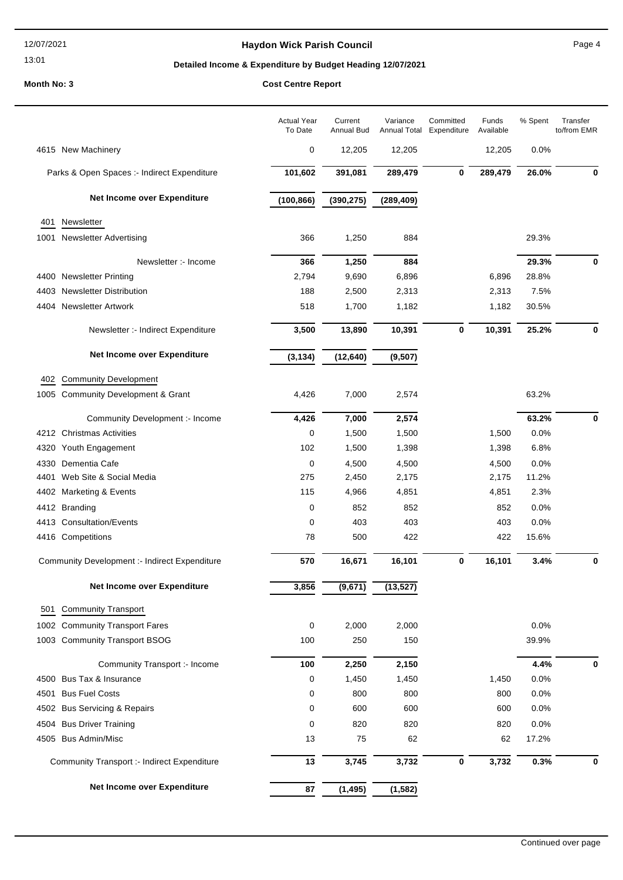**Haydon Wick Parish Council**

**Detailed Income & Expenditure by Budget Heading 12/07/2021**

**Month No: 3**

**Cost Centre Report**

| | Actual Year To Date | Current Annual Bud | Variance Annual Total | Committed Expenditure | Funds Available | % Spent | Transfer to/from EMR |
|---|---|---|---|---|---|---|---|
| 4615 New Machinery | 0 | 12,205 | 12,205 | | 12,205 | 0.0% | |
| Parks & Open Spaces :- Indirect Expenditure | **101,602** | **391,081** | **289,479** | **0** | **289,479** | **26.0%** | **0** |
| **Net Income over Expenditure** | **(100,866)** | **(390,275)** | **(289,409)** | | | | |
| 401 Newsletter | | | | | | | |
| 1001 Newsletter Advertising | 366 | 1,250 | 884 | | | 29.3% | |
| Newsletter :- Income | **366** | **1,250** | **884** | | | **29.3%** | **0** |
| 4400 Newsletter Printing | 2,794 | 9,690 | 6,896 | | 6,896 | 28.8% | |
| 4403 Newsletter Distribution | 188 | 2,500 | 2,313 | | 2,313 | 7.5% | |
| 4404 Newsletter Artwork | 518 | 1,700 | 1,182 | | 1,182 | 30.5% | |
| Newsletter :- Indirect Expenditure | **3,500** | **13,890** | **10,391** | **0** | **10,391** | **25.2%** | **0** |
| **Net Income over Expenditure** | **(3,134)** | **(12,640)** | **(9,507)** | | | | |
| 402 Community Development | | | | | | | |
| 1005 Community Development & Grant | 4,426 | 7,000 | 2,574 | | | 63.2% | |
| Community Development :- Income | **4,426** | **7,000** | **2,574** | | | **63.2%** | **0** |
| 4212 Christmas Activities | 0 | 1,500 | 1,500 | | 1,500 | 0.0% | |
| 4320 Youth Engagement | 102 | 1,500 | 1,398 | | 1,398 | 6.8% | |
| 4330 Dementia Cafe | 0 | 4,500 | 4,500 | | 4,500 | 0.0% | |
| 4401 Web Site & Social Media | 275 | 2,450 | 2,175 | | 2,175 | 11.2% | |
| 4402 Marketing & Events | 115 | 4,966 | 4,851 | | 4,851 | 2.3% | |
| 4412 Branding | 0 | 852 | 852 | | 852 | 0.0% | |
| 4413 Consultation/Events | 0 | 403 | 403 | | 403 | 0.0% | |
| 4416 Competitions | 78 | 500 | 422 | | 422 | 15.6% | |
| Community Development :- Indirect Expenditure | **570** | **16,671** | **16,101** | **0** | **16,101** | **3.4%** | **0** |
| **Net Income over Expenditure** | **3,856** | **(9,671)** | **(13,527)** | | | | |
| 501 Community Transport | | | | | | | |
| 1002 Community Transport Fares | 0 | 2,000 | 2,000 | | | 0.0% | |
| 1003 Community Transport BSOG | 100 | 250 | 150 | | | 39.9% | |
| Community Transport :- Income | **100** | **2,250** | **2,150** | | | **4.4%** | **0** |
| 4500 Bus Tax & Insurance | 0 | 1,450 | 1,450 | | 1,450 | 0.0% | |
| 4501 Bus Fuel Costs | 0 | 800 | 800 | | 800 | 0.0% | |
| 4502 Bus Servicing & Repairs | 0 | 600 | 600 | | 600 | 0.0% | |
| 4504 Bus Driver Training | 0 | 820 | 820 | | 820 | 0.0% | |
| 4505 Bus Admin/Misc | 13 | 75 | 62 | | 62 | 17.2% | |
| Community Transport :- Indirect Expenditure | **13** | **3,745** | **3,732** | **0** | **3,732** | **0.3%** | **0** |
| **Net Income over Expenditure** | **87** | **(1,495)** | **(1,582)** | | | | |

Continued over page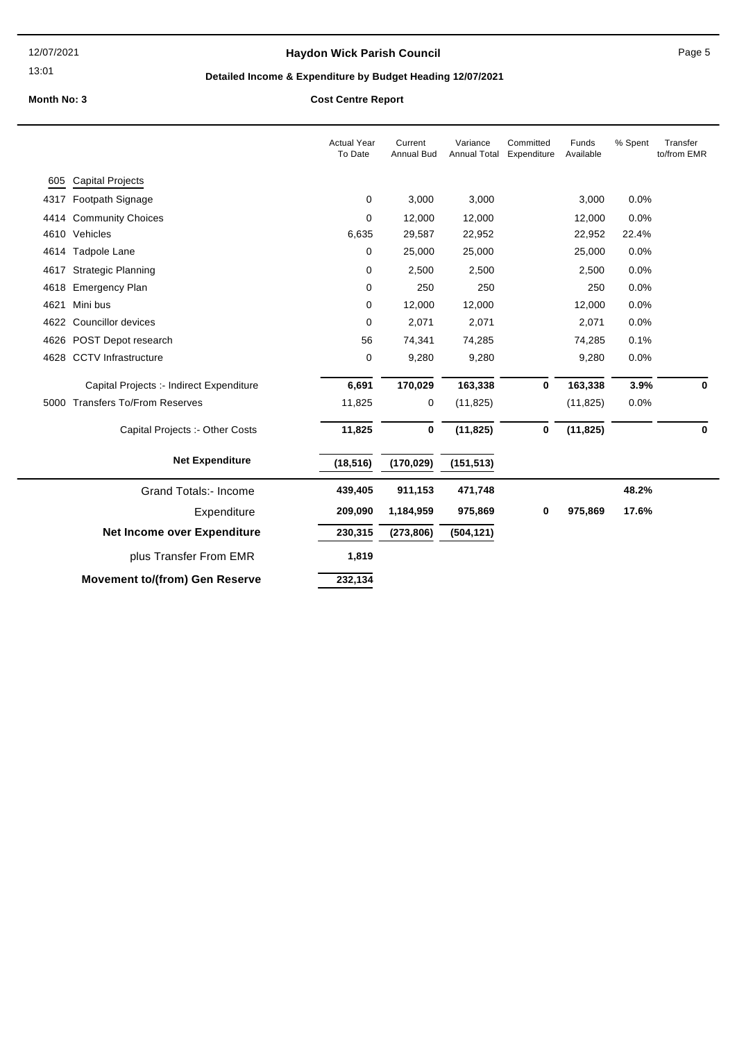12/07/2021

13:01

# Haydon Wick Parish Council

## Detailed Income & Expenditure by Budget Heading 12/07/2021

**Month No: 3** **Cost Centre Report**

| | Actual Year To Date | Current Annual Bud | Variance Annual Total | Committed Expenditure | Funds Available | % Spent | Transfer to/from EMR |
|---|---|---|---|---|---|---|---|
| 605 Capital Projects | | | | | | | |
| 4317 Footpath Signage | 0 | 3,000 | 3,000 | | 3,000 | 0.0% | |
| 4414 Community Choices | 0 | 12,000 | 12,000 | | 12,000 | 0.0% | |
| 4610 Vehicles | 6,635 | 29,587 | 22,952 | | 22,952 | 22.4% | |
| 4614 Tadpole Lane | 0 | 25,000 | 25,000 | | 25,000 | 0.0% | |
| 4617 Strategic Planning | 0 | 2,500 | 2,500 | | 2,500 | 0.0% | |
| 4618 Emergency Plan | 0 | 250 | 250 | | 250 | 0.0% | |
| 4621 Mini bus | 0 | 12,000 | 12,000 | | 12,000 | 0.0% | |
| 4622 Councillor devices | 0 | 2,071 | 2,071 | | 2,071 | 0.0% | |
| 4626 POST Depot research | 56 | 74,341 | 74,285 | | 74,285 | 0.1% | |
| 4628 CCTV Infrastructure | 0 | 9,280 | 9,280 | | 9,280 | 0.0% | |
| Capital Projects :- Indirect Expenditure | **6,691** | **170,029** | **163,338** | **0** | **163,338** | **3.9%** | **0** |
| 5000 Transfers To/From Reserves | 11,825 | 0 | (11,825) | | (11,825) | 0.0% | |
| Capital Projects :- Other Costs | **11,825** | **0** | **(11,825)** | **0** | **(11,825)** | | **0** |
| **Net Expenditure** | **(18,516)** | **(170,029)** | **(151,513)** | | | | |
| Grand Totals:- Income | **439,405** | **911,153** | **471,748** | | | **48.2%** | |
| Expenditure | **209,090** | **1,184,959** | **975,869** | **0** | **975,869** | **17.6%** | |
| **Net Income over Expenditure** | **230,315** | **(273,806)** | **(504,121)** | | | | |
| plus Transfer From EMR | **1,819** | | | | | | |
| **Movement to/(from) Gen Reserve** | **232,134** | | | | | | |